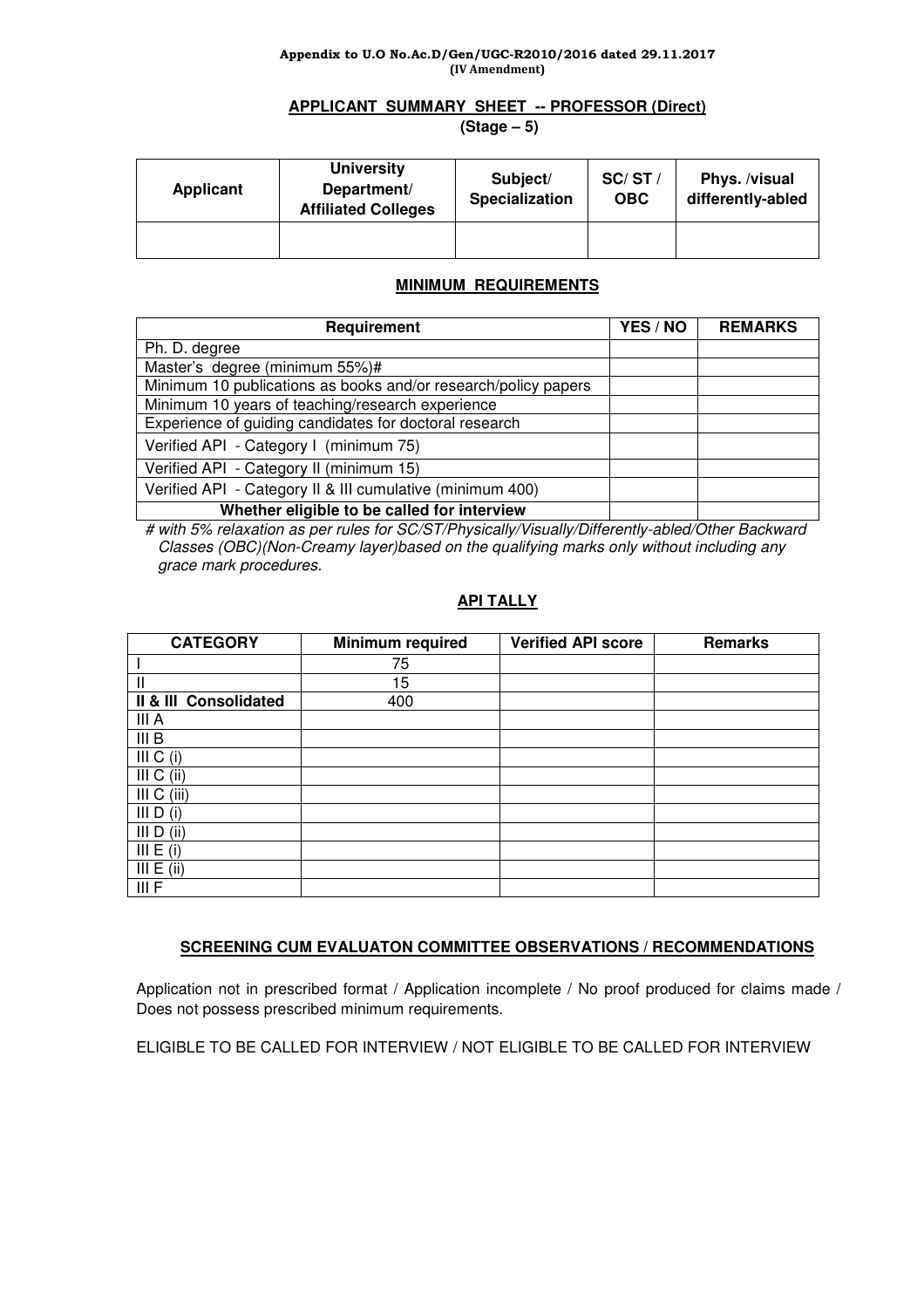**Appendix to U.O No.Ac.D/Gen/UGC-R2010/2016 dated 29.11.2017**
**(IV Amendment)**

## APPLICANT SUMMARY SHEET -- PROFESSOR (Direct)

**(Stage – 5)**

| Applicant | University Department/ Affiliated Colleges | Subject/ Specialization | SC/ ST / OBC | Phys. /visual differently-abled |
|---|---|---|---|---|
| | | | | |

### MINIMUM REQUIREMENTS

| Requirement | YES / NO | REMARKS |
|---|---|---|
| Ph. D. degree | | |
| Master's degree (minimum 55%)# | | |
| Minimum 10 publications as books and/or research/policy papers | | |
| Minimum 10 years of teaching/research experience | | |
| Experience of guiding candidates for doctoral research | | |
| Verified API - Category I (minimum 75) | | |
| Verified API - Category II (minimum 15) | | |
| Verified API - Category II & III cumulative (minimum 400) | | |
| **Whether eligible to be called for interview** | | |

*# with 5% relaxation as per rules for SC/ST/Physically/Visually/Differently-abled/Other Backward Classes (OBC)(Non-Creamy layer)based on the qualifying marks only without including any grace mark procedures.*

### API TALLY

| CATEGORY | Minimum required | Verified API score | Remarks |
|---|---|---|---|
| I | 75 | | |
| II | 15 | | |
| **II & III Consolidated** | 400 | | |
| III A | | | |
| III B | | | |
| III C (i) | | | |
| III C (ii) | | | |
| III C (iii) | | | |
| III D (i) | | | |
| III D (ii) | | | |
| III E (i) | | | |
| III E (ii) | | | |
| III F | | | |

### SCREENING CUM EVALUATON COMMITTEE OBSERVATIONS / RECOMMENDATIONS

Application not in prescribed format / Application incomplete / No proof produced for claims made / Does not possess prescribed minimum requirements.

ELIGIBLE TO BE CALLED FOR INTERVIEW / NOT ELIGIBLE TO BE CALLED FOR INTERVIEW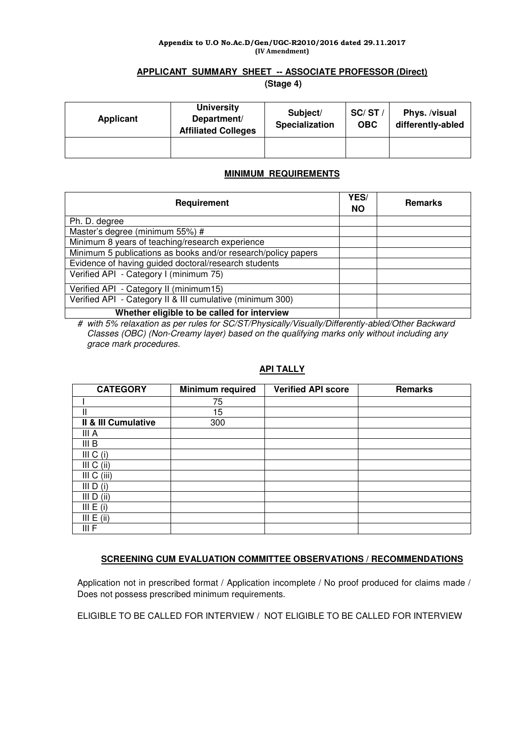**Appendix to U.O No.Ac.D/Gen/UGC-R2010/2016 dated 29.11.2017**
**(IV Amendment)**

## APPLICANT SUMMARY SHEET -- ASSOCIATE PROFESSOR (Direct)

**(Stage 4)**

| Applicant | University Department/ Affiliated Colleges | Subject/ Specialization | SC/ ST / OBC | Phys. /visual differently-abled |
|---|---|---|---|---|
| | | | | |

### MINIMUM REQUIREMENTS

| Requirement | YES/ NO | Remarks |
|---|---|---|
| Ph. D. degree | | |
| Master's degree (minimum 55%) # | | |
| Minimum 8 years of teaching/research experience | | |
| Minimum 5 publications as books and/or research/policy papers | | |
| Evidence of having guided doctoral/research students | | |
| Verified API - Category I (minimum 75) | | |
| Verified API - Category II (minimum15) | | |
| Verified API - Category II & III cumulative (minimum 300) | | |
| **Whether eligible to be called for interview** | | |

*# with 5% relaxation as per rules for SC/ST/Physically/Visually/Differently-abled/Other Backward Classes (OBC) (Non-Creamy layer) based on the qualifying marks only without including any grace mark procedures.*

### API TALLY

| CATEGORY | Minimum required | Verified API score | Remarks |
|---|---|---|---|
| I | 75 | | |
| II | 15 | | |
| **II & III Cumulative** | 300 | | |
| III A | | | |
| III B | | | |
| III C (i) | | | |
| III C (ii) | | | |
| III C (iii) | | | |
| III D (i) | | | |
| III D (ii) | | | |
| III E (i) | | | |
| III E (ii) | | | |
| III F | | | |

### SCREENING CUM EVALUATION COMMITTEE OBSERVATIONS / RECOMMENDATIONS

Application not in prescribed format / Application incomplete / No proof produced for claims made / Does not possess prescribed minimum requirements.

ELIGIBLE TO BE CALLED FOR INTERVIEW / NOT ELIGIBLE TO BE CALLED FOR INTERVIEW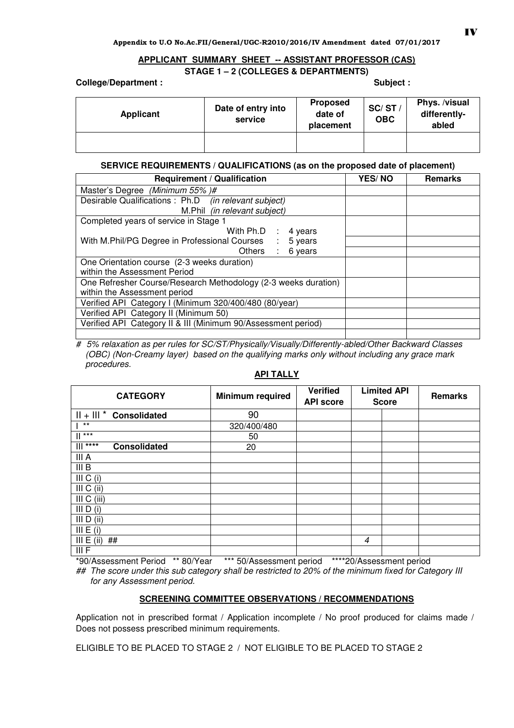IV

**Appendix to U.O No.Ac.FII/General/UGC-R2010/2016/IV Amendment dated 07/01/2017**

## APPLICANT SUMMARY SHEET -- ASSISTANT PROFESSOR (CAS)

### STAGE 1 – 2 (COLLEGES & DEPARTMENTS)

**College/Department :** **Subject :**

| Applicant | Date of entry into service | Proposed date of placement | SC/ ST / OBC | Phys. /visual differently-abled |
|---|---|---|---|---|
| | | | | |

**SERVICE REQUIREMENTS / QUALIFICATIONS (as on the proposed date of placement)**

| Requirement / Qualification | YES/ NO | Remarks |
|---|---|---|
| Master's Degree *(Minimum 55% )#* | | |
| Desirable Qualifications : Ph.D *(in relevant subject)* M.Phil *(in relevant subject)* | | |
| Completed years of service in Stage 1 With Ph.D : 4 years | | |
| With M.Phil/PG Degree in Professional Courses : 5 years | | |
| Others : 6 years | | |
| One Orientation course (2-3 weeks duration) within the Assessment Period | | |
| One Refresher Course/Research Methodology (2-3 weeks duration) within the Assessment period | | |
| Verified API Category I (Minimum 320/400/480 (80/year) | | |
| Verified API Category II (Minimum 50) | | |
| Verified API Category II & III (Minimum 90/Assessment period) | | |
| | | |

*# 5% relaxation as per rules for SC/ST/Physically/Visually/Differently-abled/Other Backward Classes (OBC) (Non-Creamy layer) based on the qualifying marks only without including any grace mark procedures.*

**API TALLY**

| CATEGORY | Minimum required | Verified API score | Limited API Score | | Remarks |
|---|---|---|---|---|---|
| II + III * **Consolidated** | 90 | | | | |
| I ** | 320/400/480 | | | | |
| II *** | 50 | | | | |
| III **** **Consolidated** | 20 | | | | |
| III A | | | | | |
| III B | | | | | |
| III C (i) | | | | | |
| III C (ii) | | | | | |
| III C (iii) | | | | | |
| III D (i) | | | | | |
| III D (ii) | | | | | |
| III E (i) | | | | | |
| III E (ii) ## | | | *4* | | |
| III F | | | | | |

*90/Assessment Period ** 80/Year *** 50/Assessment period ****20/Assessment period

*## The score under this sub category shall be restricted to 20% of the minimum fixed for Category III for any Assessment period.*

**SCREENING COMMITTEE OBSERVATIONS / RECOMMENDATIONS**

Application not in prescribed format / Application incomplete / No proof produced for claims made / Does not possess prescribed minimum requirements.

ELIGIBLE TO BE PLACED TO STAGE 2 / NOT ELIGIBLE TO BE PLACED TO STAGE 2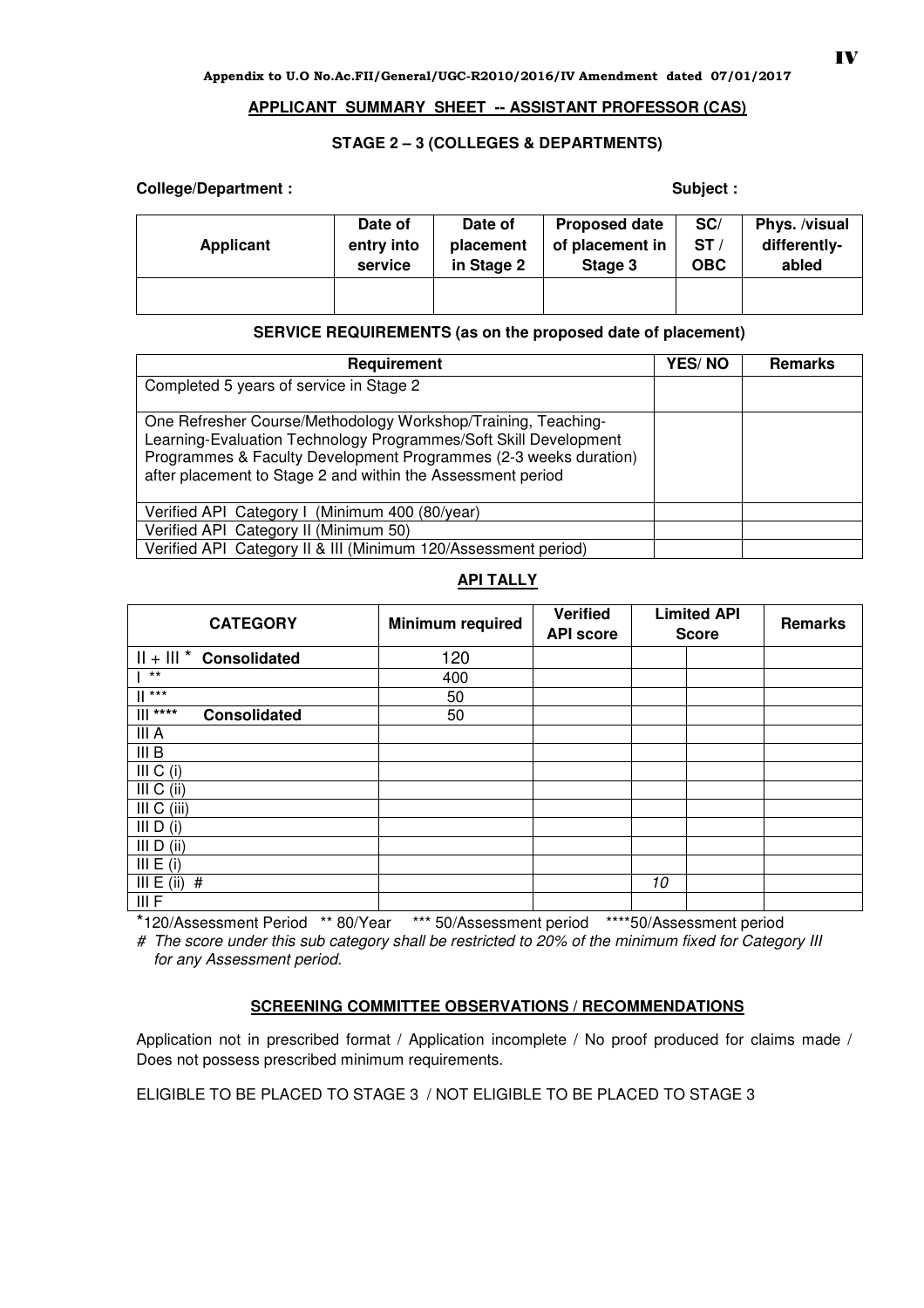**Appendix to U.O No.Ac.FII/General/UGC-R2010/2016/IV Amendment dated 07/01/2017**

## APPLICANT SUMMARY SHEET -- ASSISTANT PROFESSOR (CAS)

### STAGE 2 – 3 (COLLEGES & DEPARTMENTS)

**College/Department :** **Subject :**

| Applicant | Date of entry into service | Date of placement in Stage 2 | Proposed date of placement in Stage 3 | SC/ ST / OBC | Phys. /visual differently-abled |
|---|---|---|---|---|---|
| | | | | | |

**SERVICE REQUIREMENTS (as on the proposed date of placement)**

| Requirement | YES/ NO | Remarks |
|---|---|---|
| Completed 5 years of service in Stage 2 | | |
| One Refresher Course/Methodology Workshop/Training, Teaching-Learning-Evaluation Technology Programmes/Soft Skill Development Programmes & Faculty Development Programmes (2-3 weeks duration) after placement to Stage 2 and within the Assessment period | | |
| Verified API Category I (Minimum 400 (80/year) | | |
| Verified API Category II (Minimum 50) | | |
| Verified API Category II & III (Minimum 120/Assessment period) | | |

**API TALLY**

| CATEGORY | Minimum required | Verified API score | Limited API Score | | Remarks |
|---|---|---|---|---|---|
| II + III * **Consolidated** | 120 | | | | |
| I ** | 400 | | | | |
| II *** | 50 | | | | |
| III **** **Consolidated** | 50 | | | | |
| III A | | | | | |
| III B | | | | | |
| III C (i) | | | | | |
| III C (ii) | | | | | |
| III C (iii) | | | | | |
| III D (i) | | | | | |
| III D (ii) | | | | | |
| III E (i) | | | | | |
| III E (ii) # | | | *10* | | |
| III F | | | | | |

*120/Assessment Period ** 80/Year *** 50/Assessment period ****50/Assessment period

*# The score under this sub category shall be restricted to 20% of the minimum fixed for Category III for any Assessment period.*

**SCREENING COMMITTEE OBSERVATIONS / RECOMMENDATIONS**

Application not in prescribed format / Application incomplete / No proof produced for claims made / Does not possess prescribed minimum requirements.

ELIGIBLE TO BE PLACED TO STAGE 3 / NOT ELIGIBLE TO BE PLACED TO STAGE 3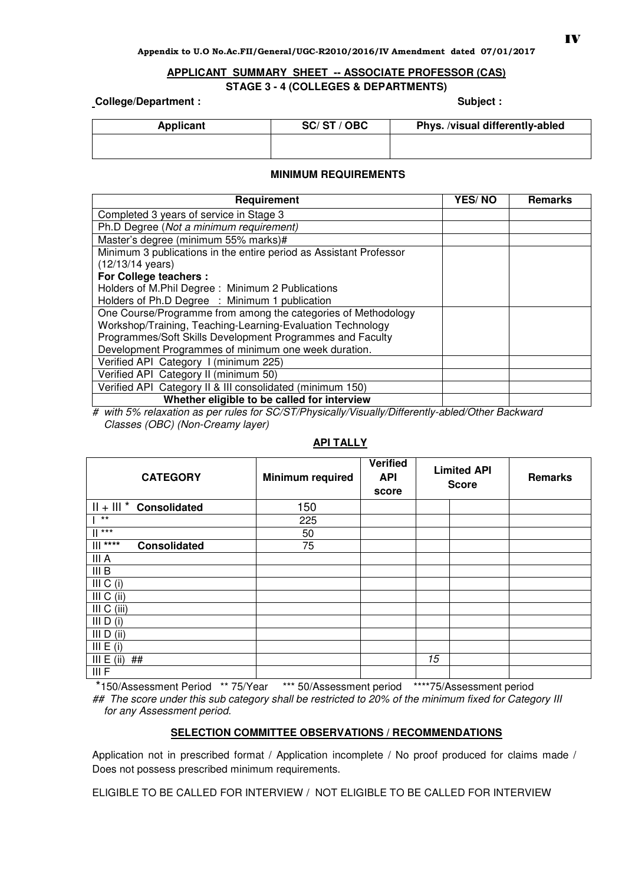Appendix to U.O No.Ac.FII/General/UGC-R2010/2016/IV Amendment dated 07/01/2017

## APPLICANT SUMMARY SHEET -- ASSOCIATE PROFESSOR (CAS)

### STAGE 3 - 4 (COLLEGES & DEPARTMENTS)

**College/Department :** **Subject :**

| Applicant | SC/ ST / OBC | Phys. /visual differently-abled |
|---|---|---|
| | | |

### MINIMUM REQUIREMENTS

| Requirement | YES/ NO | Remarks |
|---|---|---|
| Completed 3 years of service in Stage 3 | | |
| Ph.D Degree (*Not a minimum requirement)* | | |
| Master's degree (minimum 55% marks)# | | |
| Minimum 3 publications in the entire period as Assistant Professor (12/13/14 years)<br>**For College teachers :**<br>Holders of M.Phil Degree : Minimum 2 Publications<br>Holders of Ph.D Degree : Minimum 1 publication | | |
| One Course/Programme from among the categories of Methodology Workshop/Training, Teaching-Learning-Evaluation Technology Programmes/Soft Skills Development Programmes and Faculty Development Programmes of minimum one week duration. | | |
| Verified API Category I (minimum 225) | | |
| Verified API Category II (minimum 50) | | |
| Verified API Category II & III consolidated (minimum 150) | | |
| **Whether eligible to be called for interview** | | |

*# with 5% relaxation as per rules for SC/ST/Physically/Visually/Differently-abled/Other Backward Classes (OBC) (Non-Creamy layer)*

### API TALLY

| CATEGORY | Minimum required | Verified API score | Limited API Score | | Remarks |
|---|---|---|---|---|---|
| II + III * **Consolidated** | 150 | | | | |
| I ** | 225 | | | | |
| II *** | 50 | | | | |
| III **** **Consolidated** | 75 | | | | |
| III A | | | | | |
| III B | | | | | |
| III C (i) | | | | | |
| III C (ii) | | | | | |
| III C (iii) | | | | | |
| III D (i) | | | | | |
| III D (ii) | | | | | |
| III E (i) | | | | | |
| III E (ii) ## | | | *15* | | |
| III F | | | | | |

*150/Assessment Period ** 75/Year *** 50/Assessment period ****75/Assessment period

*## The score under this sub category shall be restricted to 20% of the minimum fixed for Category III for any Assessment period.*

### SELECTION COMMITTEE OBSERVATIONS / RECOMMENDATIONS

Application not in prescribed format / Application incomplete / No proof produced for claims made / Does not possess prescribed minimum requirements.

ELIGIBLE TO BE CALLED FOR INTERVIEW / NOT ELIGIBLE TO BE CALLED FOR INTERVIEW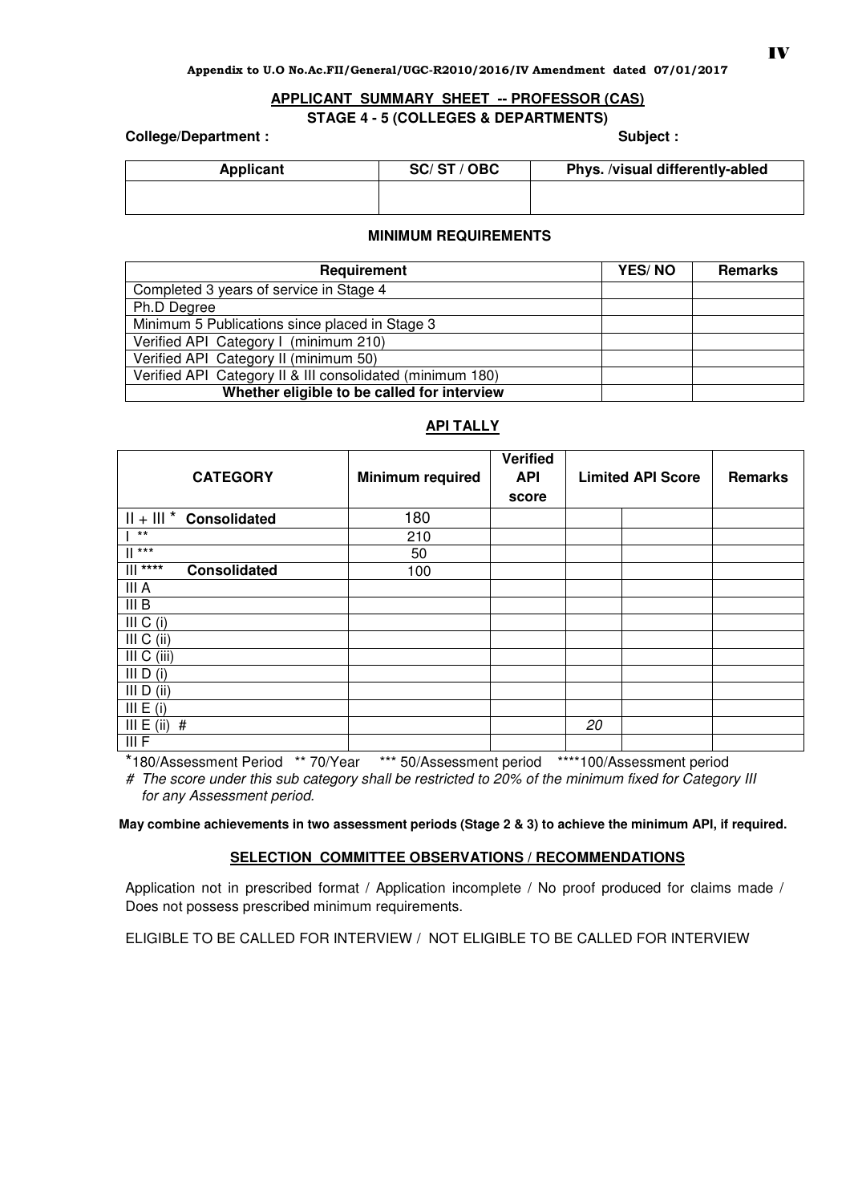**Appendix to U.O No.Ac.FII/General/UGC-R2010/2016/IV Amendment dated 07/01/2017**

## APPLICANT SUMMARY SHEET -- PROFESSOR (CAS)

### STAGE 4 - 5 (COLLEGES & DEPARTMENTS)

**College/Department :** **Subject :**

| Applicant | SC/ ST / OBC | Phys. /visual differently-abled |
|---|---|---|
| | | |

### MINIMUM REQUIREMENTS

| Requirement | YES/ NO | Remarks |
|---|---|---|
| Completed 3 years of service in Stage 4 | | |
| Ph.D Degree | | |
| Minimum 5 Publications since placed in Stage 3 | | |
| Verified API Category I (minimum 210) | | |
| Verified API Category II (minimum 50) | | |
| Verified API Category II & III consolidated (minimum 180) | | |
| **Whether eligible to be called for interview** | | |

### API TALLY

| CATEGORY | Minimum required | Verified API score | Limited API Score | | Remarks |
|---|---|---|---|---|---|
| II + III * **Consolidated** | 180 | | | | |
| I ** | 210 | | | | |
| II *** | 50 | | | | |
| III **** **Consolidated** | 100 | | | | |
| III A | | | | | |
| III B | | | | | |
| III C (i) | | | | | |
| III C (ii) | | | | | |
| III C (iii) | | | | | |
| III D (i) | | | | | |
| III D (ii) | | | | | |
| III E (i) | | | | | |
| III E (ii) # | | | *20* | | |
| III F | | | | | |

*180/Assessment Period ** 70/Year *** 50/Assessment period ****100/Assessment period

*# The score under this sub category shall be restricted to 20% of the minimum fixed for Category III for any Assessment period.*

**May combine achievements in two assessment periods (Stage 2 & 3) to achieve the minimum API, if required.**

### SELECTION COMMITTEE OBSERVATIONS / RECOMMENDATIONS

Application not in prescribed format / Application incomplete / No proof produced for claims made / Does not possess prescribed minimum requirements.

ELIGIBLE TO BE CALLED FOR INTERVIEW / NOT ELIGIBLE TO BE CALLED FOR INTERVIEW